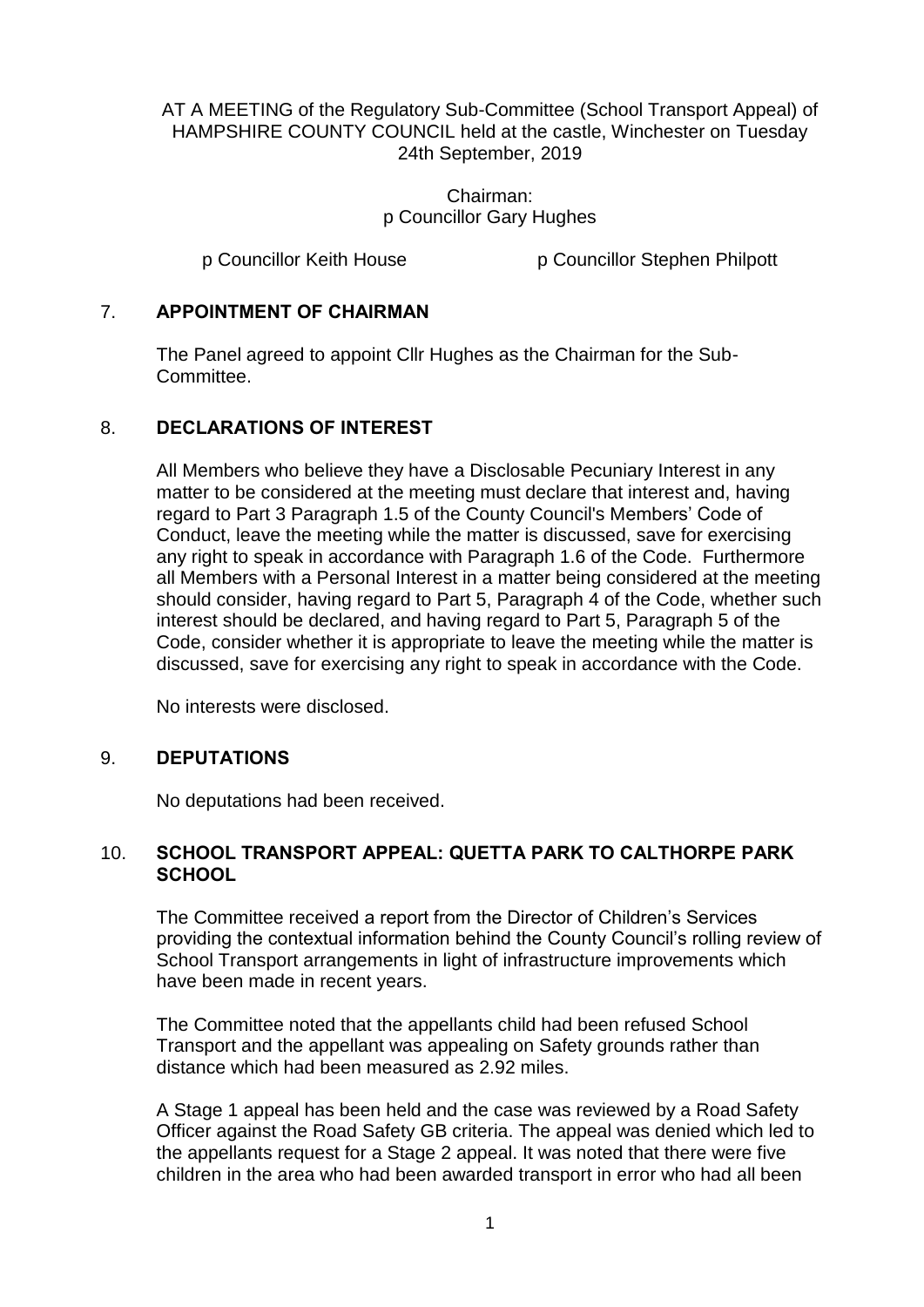AT A MEETING of the Regulatory Sub-Committee (School Transport Appeal) of HAMPSHIRE COUNTY COUNCIL held at the castle, Winchester on Tuesday 24th September, 2019

Chairman:
p Councillor Gary Hughes

p Councillor Keith House
p Councillor Stephen Philpott

## 7. APPOINTMENT OF CHAIRMAN

The Panel agreed to appoint Cllr Hughes as the Chairman for the Sub-Committee.

## 8. DECLARATIONS OF INTEREST

All Members who believe they have a Disclosable Pecuniary Interest in any matter to be considered at the meeting must declare that interest and, having regard to Part 3 Paragraph 1.5 of the County Council's Members' Code of Conduct, leave the meeting while the matter is discussed, save for exercising any right to speak in accordance with Paragraph 1.6 of the Code. Furthermore all Members with a Personal Interest in a matter being considered at the meeting should consider, having regard to Part 5, Paragraph 4 of the Code, whether such interest should be declared, and having regard to Part 5, Paragraph 5 of the Code, consider whether it is appropriate to leave the meeting while the matter is discussed, save for exercising any right to speak in accordance with the Code.

No interests were disclosed.

## 9. DEPUTATIONS

No deputations had been received.

## 10. SCHOOL TRANSPORT APPEAL: QUETTA PARK TO CALTHORPE PARK SCHOOL

The Committee received a report from the Director of Children's Services providing the contextual information behind the County Council's rolling review of School Transport arrangements in light of infrastructure improvements which have been made in recent years.

The Committee noted that the appellants child had been refused School Transport and the appellant was appealing on Safety grounds rather than distance which had been measured as 2.92 miles.

A Stage 1 appeal has been held and the case was reviewed by a Road Safety Officer against the Road Safety GB criteria. The appeal was denied which led to the appellants request for a Stage 2 appeal. It was noted that there were five children in the area who had been awarded transport in error who had all been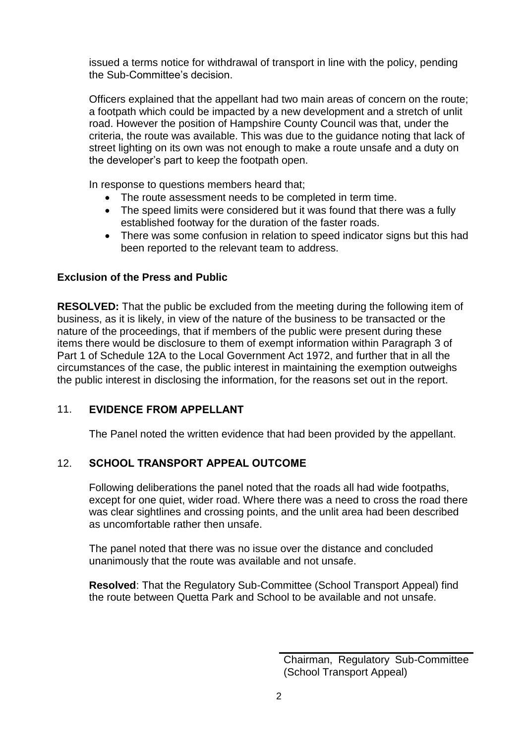issued a terms notice for withdrawal of transport in line with the policy, pending the Sub-Committee's decision.

Officers explained that the appellant had two main areas of concern on the route; a footpath which could be impacted by a new development and a stretch of unlit road. However the position of Hampshire County Council was that, under the criteria, the route was available. This was due to the guidance noting that lack of street lighting on its own was not enough to make a route unsafe and a duty on the developer's part to keep the footpath open.

In response to questions members heard that;

- The route assessment needs to be completed in term time.
- The speed limits were considered but it was found that there was a fully established footway for the duration of the faster roads.
- There was some confusion in relation to speed indicator signs but this had been reported to the relevant team to address.

**Exclusion of the Press and Public**

**RESOLVED:** That the public be excluded from the meeting during the following item of business, as it is likely, in view of the nature of the business to be transacted or the nature of the proceedings, that if members of the public were present during these items there would be disclosure to them of exempt information within Paragraph 3 of Part 1 of Schedule 12A to the Local Government Act 1972, and further that in all the circumstances of the case, the public interest in maintaining the exemption outweighs the public interest in disclosing the information, for the reasons set out in the report.

## 11. EVIDENCE FROM APPELLANT

The Panel noted the written evidence that had been provided by the appellant.

## 12. SCHOOL TRANSPORT APPEAL OUTCOME

Following deliberations the panel noted that the roads all had wide footpaths, except for one quiet, wider road. Where there was a need to cross the road there was clear sightlines and crossing points, and the unlit area had been described as uncomfortable rather then unsafe.

The panel noted that there was no issue over the distance and concluded unanimously that the route was available and not unsafe.

**Resolved**: That the Regulatory Sub-Committee (School Transport Appeal) find the route between Quetta Park and School to be available and not unsafe.

Chairman, Regulatory Sub-Committee (School Transport Appeal)